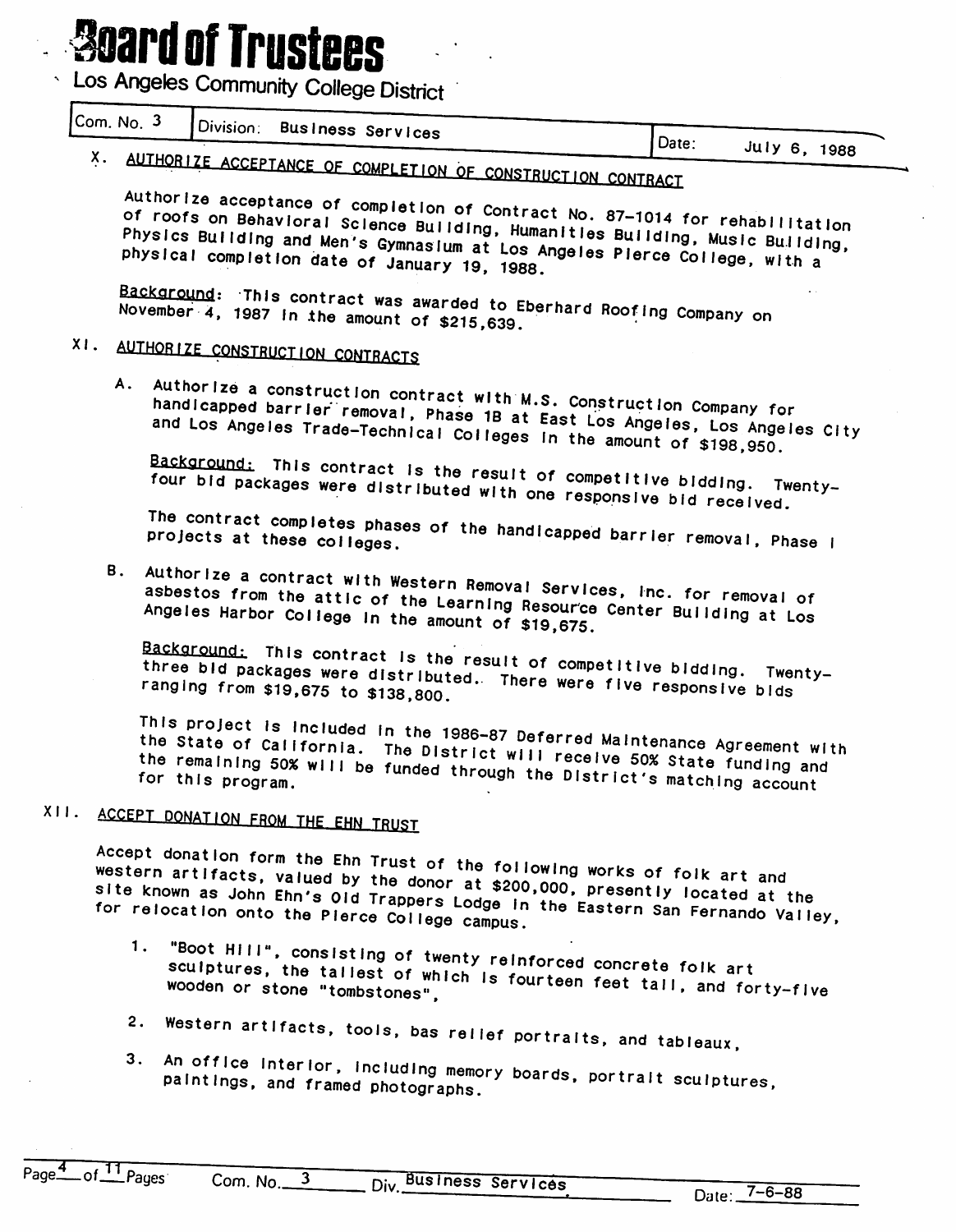# Board of Trustees

Los Angeles Community College District

| Com. No. 3 | Division: Business Services | Date: July 6, 1988 |
|---|---|---|

## X. AUTHORIZE ACCEPTANCE OF COMPLETION OF CONSTRUCTION CONTRACT

Authorize acceptance of completion of Contract No. 87-1014 for rehabilitation of roofs on Behavioral Science Building, Humanities Building, Music Building, Physics Building and Men's Gymnasium at Los Angeles Pierce College, with a physical completion date of January 19, 1988.

Background: This contract was awarded to Eberhard Roofing Company on November 4, 1987 in the amount of $215,639.

## XI. AUTHORIZE CONSTRUCTION CONTRACTS

A. Authorize a construction contract with M.S. Construction Company for handicapped barrier removal, Phase 1B at East Los Angeles, Los Angeles City and Los Angeles Trade-Technical Colleges in the amount of $198,950.

Background: This contract is the result of competitive bidding. Twenty-four bid packages were distributed with one responsive bid received.

The contract completes phases of the handicapped barrier removal, Phase I projects at these colleges.

B. Authorize a contract with Western Removal Services, Inc. for removal of asbestos from the attic of the Learning Resource Center Building at Los Angeles Harbor College in the amount of $19,675.

Background: This contract is the result of competitive bidding. Twenty-three bid packages were distributed. There were five responsive bids ranging from $19,675 to $138,800.

This project is included in the 1986-87 Deferred Maintenance Agreement with the State of California. The District will receive 50% State funding and the remaining 50% will be funded through the District's matching account for this program.

## XII. ACCEPT DONATION FROM THE EHN TRUST

Accept donation form the Ehn Trust of the following works of folk art and western artifacts, valued by the donor at $200,000, presently located at the site known as John Ehn's Old Trappers Lodge in the Eastern San Fernando Valley, for relocation onto the Pierce College campus.

1. "Boot Hill", consisting of twenty reinforced concrete folk art sculptures, the tallest of which is fourteen feet tall, and forty-five wooden or stone "tombstones",
2. Western artifacts, tools, bas relief portraits, and tableaux,
3. An office interior, including memory boards, portrait sculptures, paintings, and framed photographs.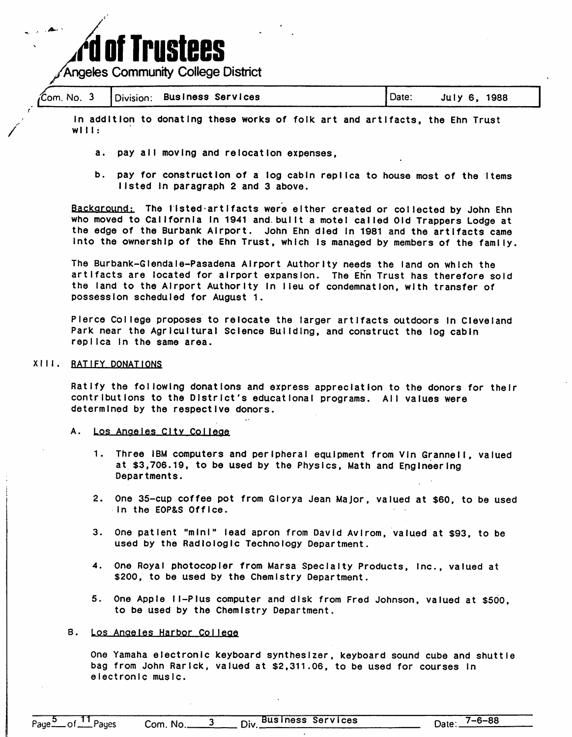# Board of Trustees

Los Angeles Community College District

| Com. No. 3 | Division: Business Services | Date: July 6, 1988 |
|---|---|---|

In addition to donating these works of folk art and artifacts, the Ehn Trust will:

a. pay all moving and relocation expenses,

b. pay for construction of a log cabin replica to house most of the items listed in paragraph 2 and 3 above.

Background: The listed artifacts were either created or collected by John Ehn who moved to California in 1941 and built a motel called Old Trappers Lodge at the edge of the Burbank Airport. John Ehn died in 1981 and the artifacts came into the ownership of the Ehn Trust, which is managed by members of the family.

The Burbank-Glendale-Pasadena Airport Authority needs the land on which the artifacts are located for airport expansion. The Ehn Trust has therefore sold the land to the Airport Authority in lieu of condemnation, with transfer of possession scheduled for August 1.

Pierce College proposes to relocate the larger artifacts outdoors in Cleveland Park near the Agricultural Science Building, and construct the log cabin replica in the same area.

XIII. RATIFY DONATIONS

Ratify the following donations and express appreciation to the donors for their contributions to the District's educational programs. All values were determined by the respective donors.

A. Los Angeles City College

1. Three IBM computers and peripheral equipment from Vin Grannell, valued at $3,706.19, to be used by the Physics, Math and Engineering Departments.

2. One 35-cup coffee pot from Glorya Jean Major, valued at $60, to be used in the EOP&S Office.

3. One patient "mini" lead apron from David Avirom, valued at $93, to be used by the Radiologic Technology Department.

4. One Royal photocopier from Marsa Specialty Products, Inc., valued at $200, to be used by the Chemistry Department.

5. One Apple II-Plus computer and disk from Fred Johnson, valued at $500, to be used by the Chemistry Department.

B. Los Angeles Harbor College

One Yamaha electronic keyboard synthesizer, keyboard sound cube and shuttle bag from John Rarick, valued at $2,311.06, to be used for courses in electronic music.